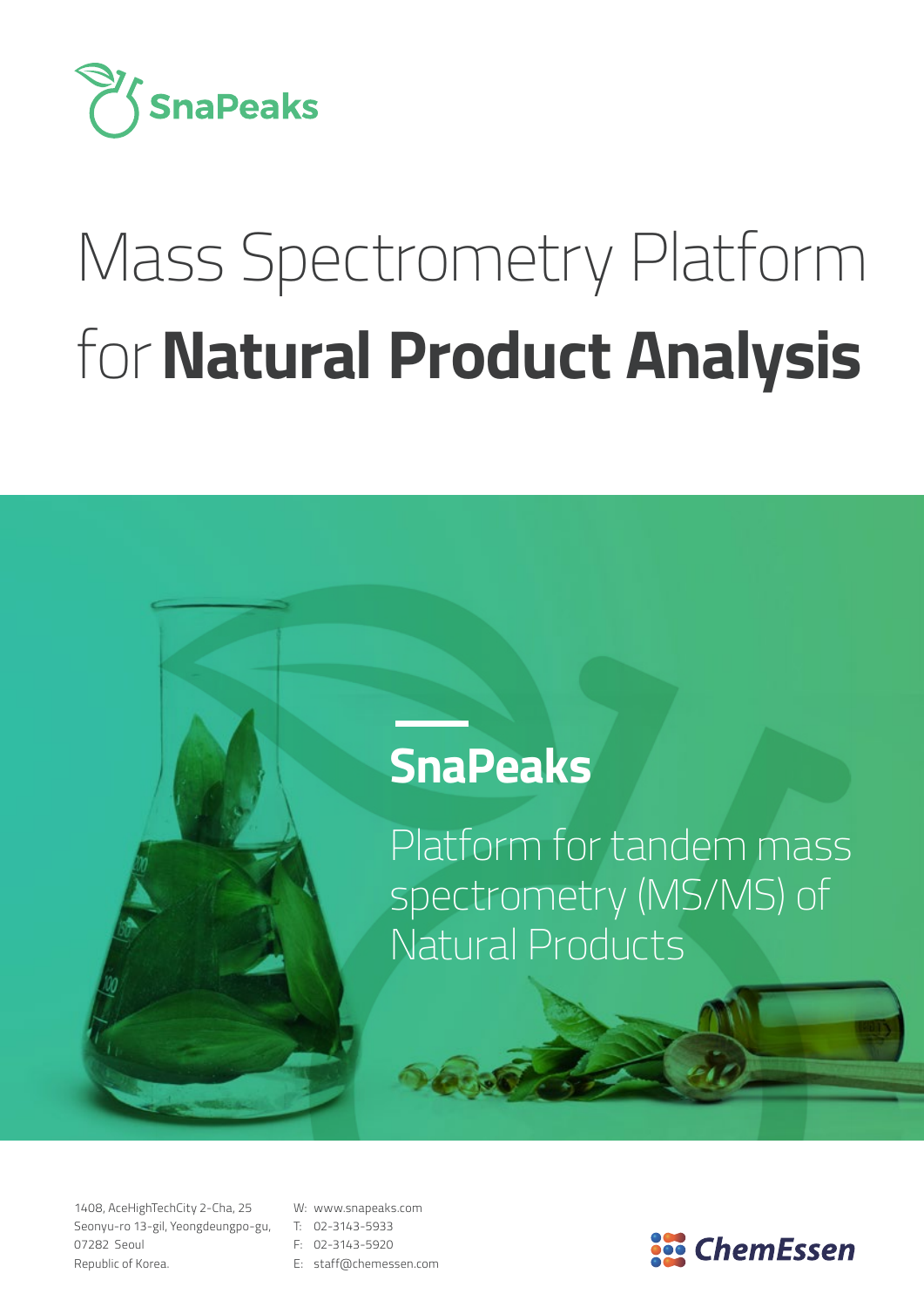SnaPeaks

# Mass Spectrometry Platform for **Natural Product Analysis**

## SnaPeaks

Platform for tandem mass spectrometry (MS/MS) of Natural Products

1408, AceHighTechCity 2-Cha, 25
Seonyu-ro 13-gil, Yeongdeungpo-gu,
07282 Seoul
Republic of Korea.

W: www.snapeaks.com
T: 02-3143-5933
F: 02-3143-5920
E: staff@chemessen.com

ChemEssen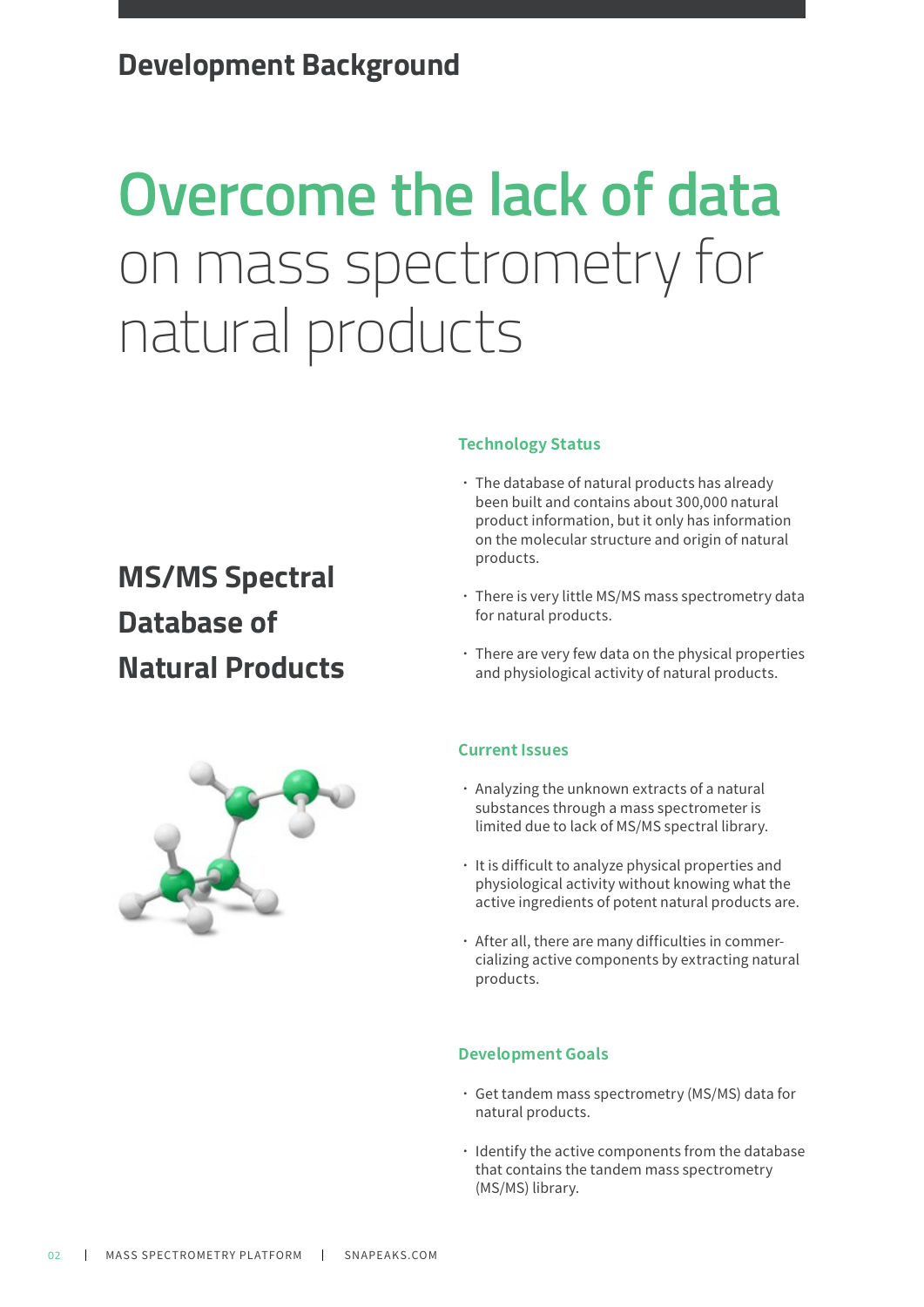## Development Background

# Overcome the lack of data on mass spectrometry for natural products

## MS/MS Spectral Database of Natural Products

### Technology Status

- The database of natural products has already been built and contains about 300,000 natural product information, but it only has information on the molecular structure and origin of natural products.
- There is very little MS/MS mass spectrometry data for natural products.
- There are very few data on the physical properties and physiological activity of natural products.

### Current Issues

- Analyzing the unknown extracts of a natural substances through a mass spectrometer is limited due to lack of MS/MS spectral library.
- It is difficult to analyze physical properties and physiological activity without knowing what the active ingredients of potent natural products are.
- After all, there are many difficulties in commercializing active components by extracting natural products.

### Development Goals

- Get tandem mass spectrometry (MS/MS) data for natural products.
- Identify the active components from the database that contains the tandem mass spectrometry (MS/MS) library.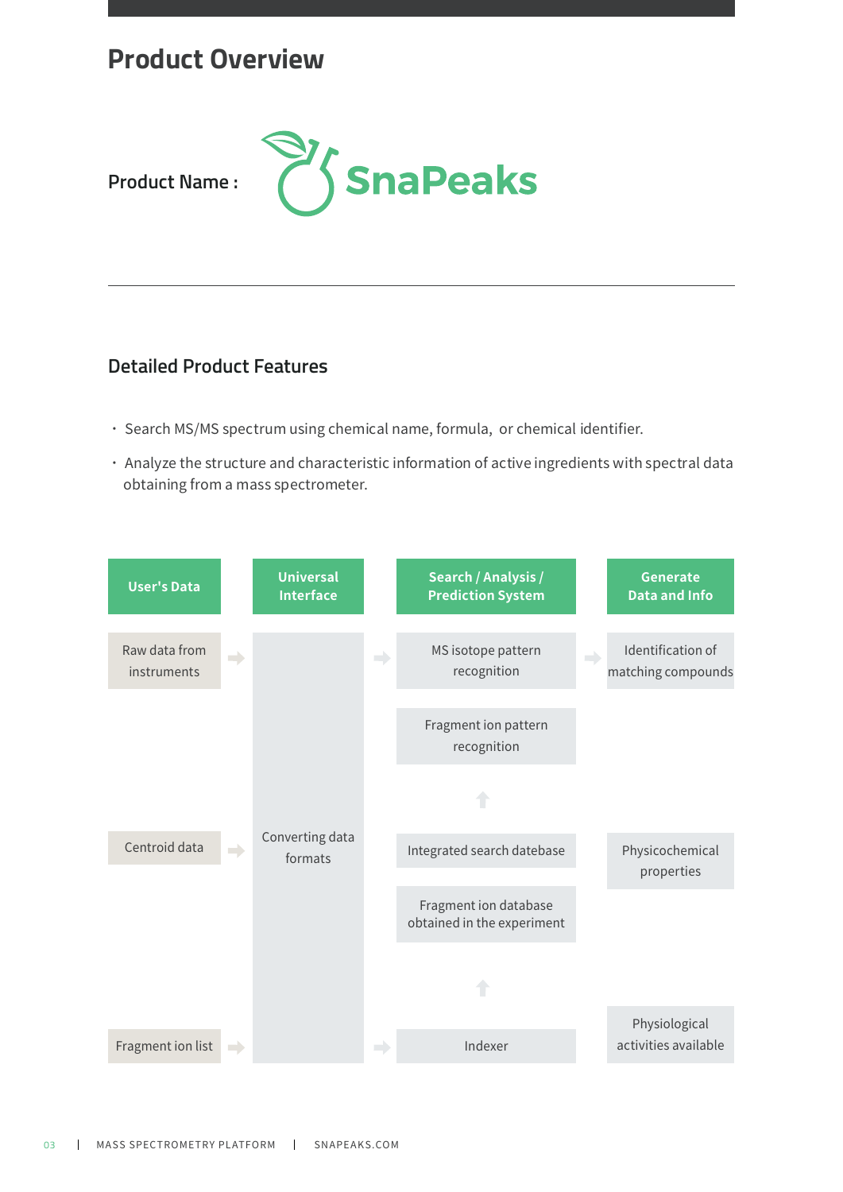## Product Overview

**Product Name :** SnaPeaks

### Detailed Product Features

- Search MS/MS spectrum using chemical name, formula, or chemical identifier.
- Analyze the structure and characteristic information of active ingredients with spectral data obtaining from a mass spectrometer.

| User's Data | Universal Interface | Search / Analysis / Prediction System | Generate Data and Info |
|---|---|---|---|
| Raw data from instruments | Converting data formats | MS isotope pattern recognition | Identification of matching compounds |
| | | Fragment ion pattern recognition | |
| Centroid data | | Integrated search datebase | Physicochemical properties |
| | | Fragment ion database obtained in the experiment | |
| Fragment ion list | | Indexer | Physiological activities available |

MASS SPECTROMETRY PLATFORM | SNAPEAKS.COM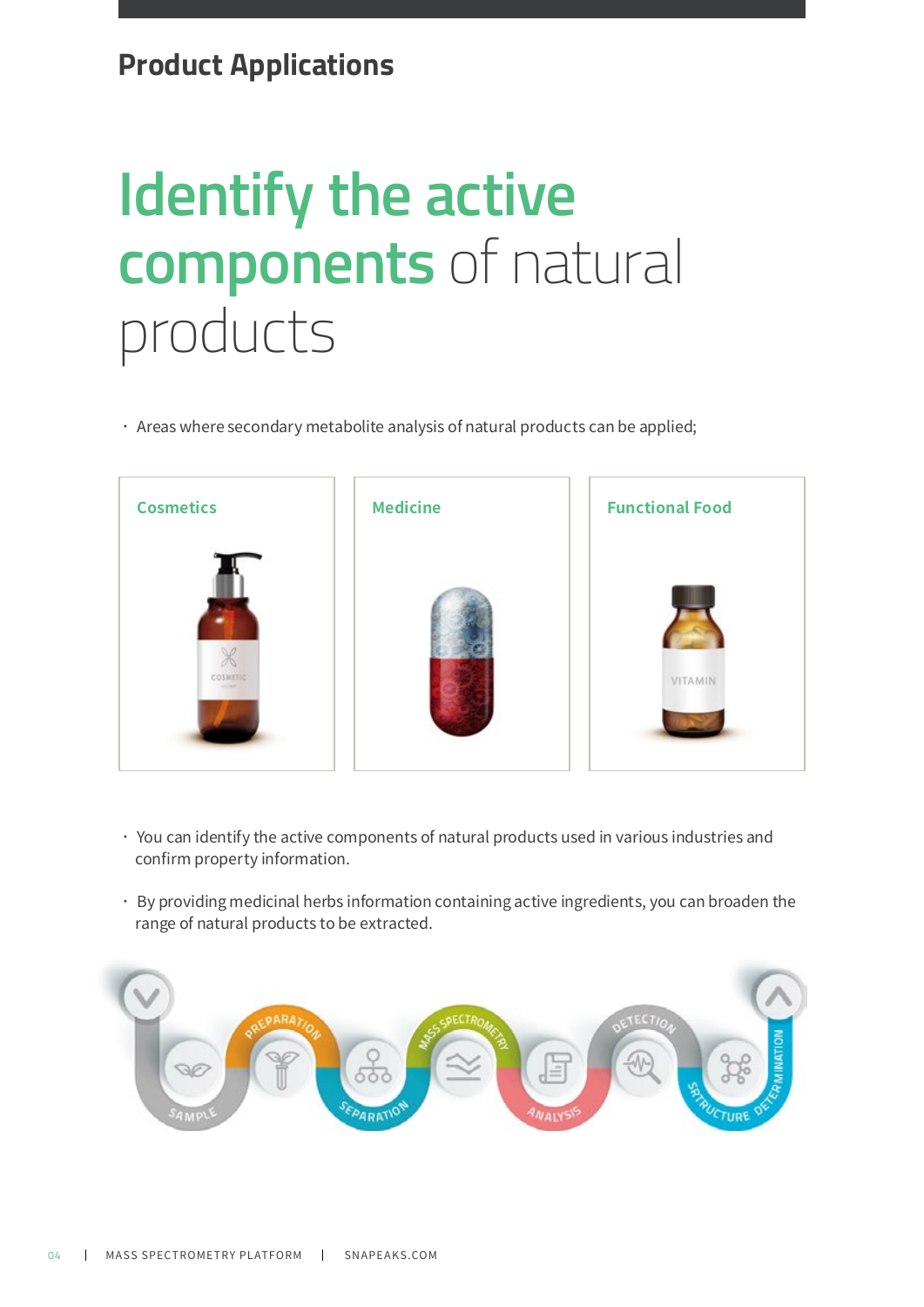## Product Applications

# Identify the active components of natural products

- Areas where secondary metabolite analysis of natural products can be applied;

| Cosmetics | Medicine | Functional Food |
| --- | --- | --- |

- You can identify the active components of natural products used in various industries and confirm property information.
- By providing medicinal herbs information containing active ingredients, you can broaden the range of natural products to be extracted.

SAMPLE → PREPARATION → SEPARATION → MASS SPECTROMETRY → ANALYSIS → DETECTION → SRTRUCTURE DETERMINATION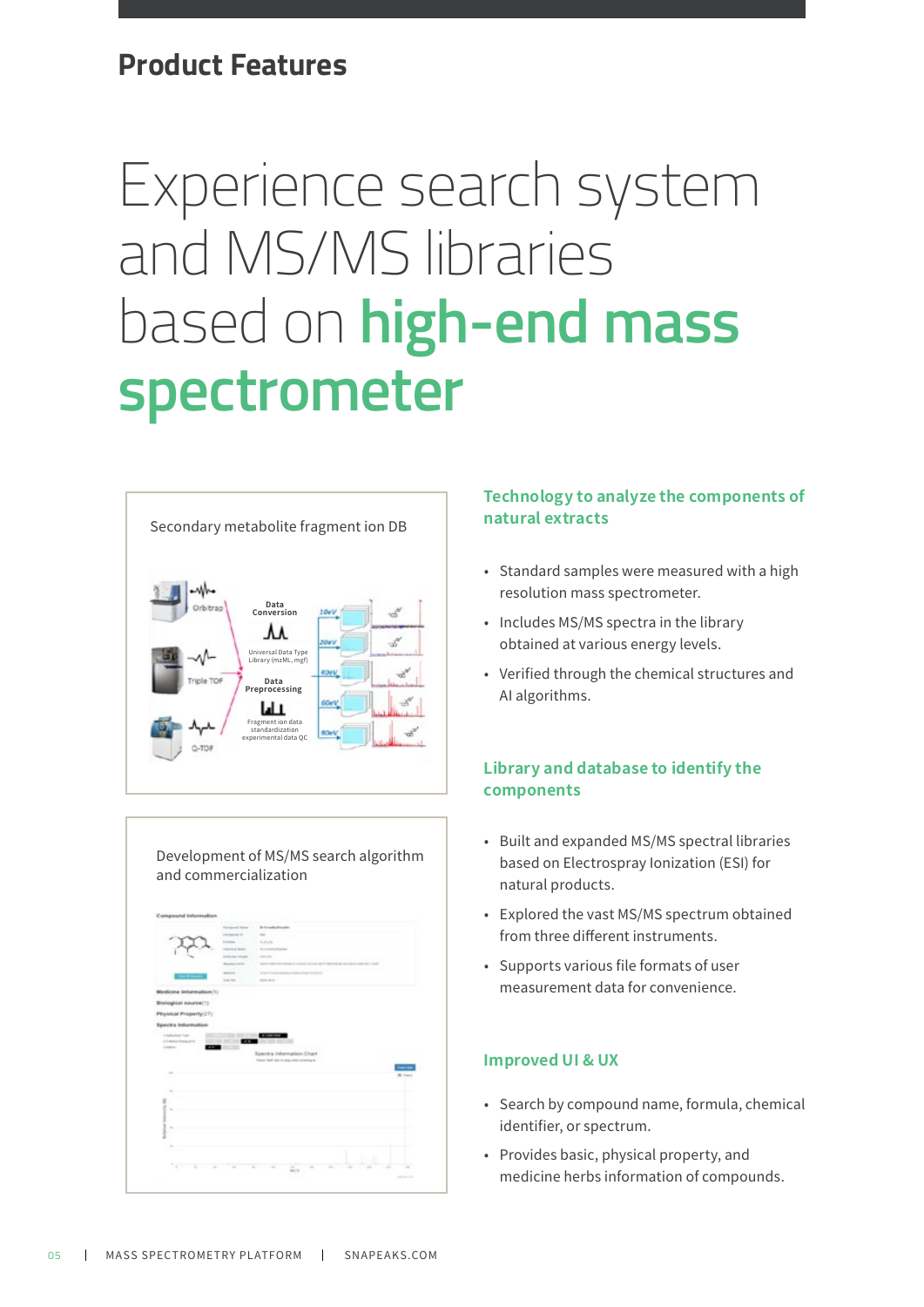## Product Features

# Experience search system and MS/MS libraries based on **high-end mass spectrometer**

Secondary metabolite fragment ion DB

Development of MS/MS search algorithm and commercialization

### Technology to analyze the components of natural extracts

- Standard samples were measured with a high resolution mass spectrometer.
- Includes MS/MS spectra in the library obtained at various energy levels.
- Verified through the chemical structures and AI algorithms.

### Library and database to identify the components

- Built and expanded MS/MS spectral libraries based on Electrospray Ionization (ESI) for natural products.
- Explored the vast MS/MS spectrum obtained from three different instruments.
- Supports various file formats of user measurement data for convenience.

### Improved UI & UX

- Search by compound name, formula, chemical identifier, or spectrum.
- Provides basic, physical property, and medicine herbs information of compounds.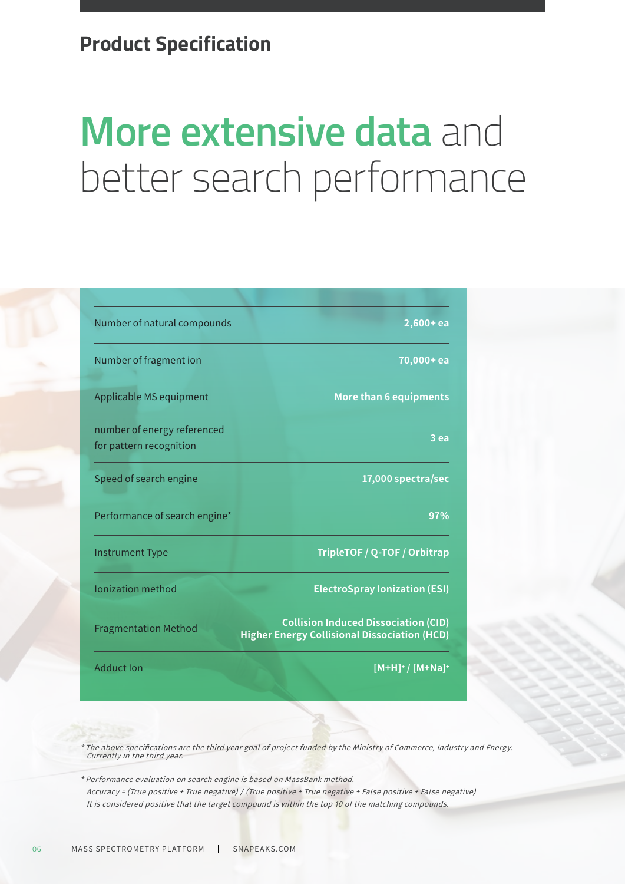## Product Specification

# More extensive data and better search performance

| | |
|---|---|
| Number of natural compounds | **2,600+ ea** |
| Number of fragment ion | **70,000+ ea** |
| Applicable MS equipment | **More than 6 equipments** |
| number of energy referenced for pattern recognition | **3 ea** |
| Speed of search engine | **17,000 spectra/sec** |
| Performance of search engine* | **97%** |
| Instrument Type | **TripleTOF / Q-TOF / Orbitrap** |
| Ionization method | **ElectroSpray Ionization (ESI)** |
| Fragmentation Method | **Collision Induced Dissociation (CID)<br>Higher Energy Collisional Dissociation (HCD)** |
| Adduct Ion | **$[M+H]^+$ / $[M+Na]^+$** |

*\* The above specifications are the third year goal of project funded by the Ministry of Commerce, Industry and Energy. Currently in the third year.*

*\* Performance evaluation on search engine is based on MassBank method.*
*Accuracy = (True positive + True negative) / (True positive + True negative + False positive + False negative)*
*It is considered positive that the target compound is within the top 10 of the matching compounds.*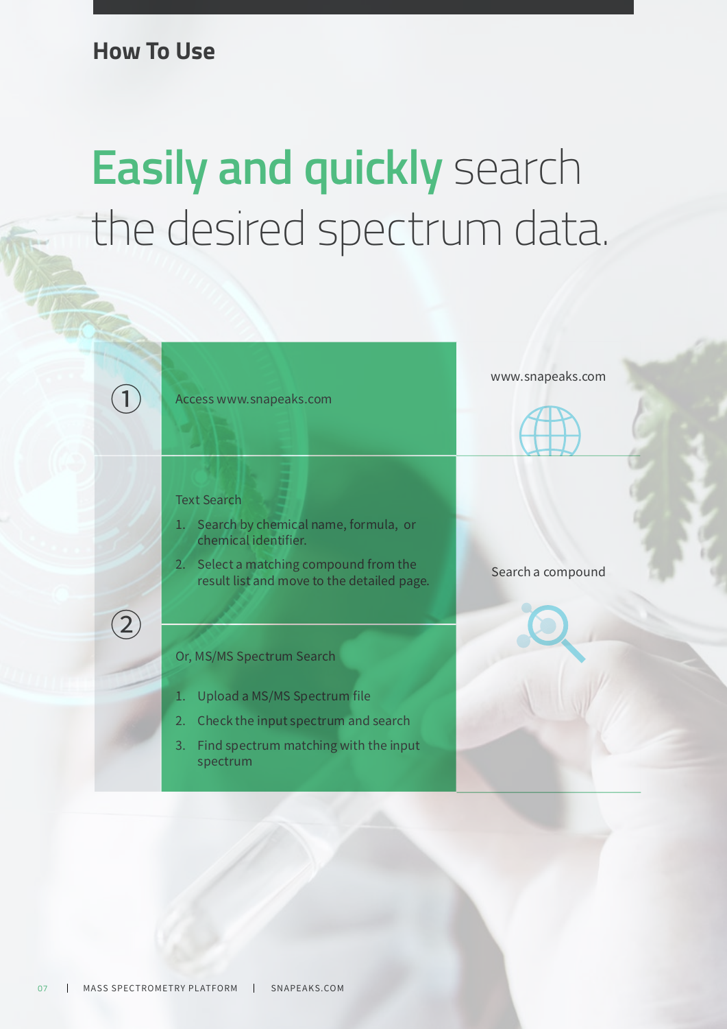## How To Use

# **Easily and quickly** search the desired spectrum data.

**①** Access www.snapeaks.com

www.snapeaks.com

**②** Text Search

1. Search by chemical name, formula, or chemical identifier.
2. Select a matching compound from the result list and move to the detailed page.

Or, MS/MS Spectrum Search

1. Upload a MS/MS Spectrum file
2. Check the input spectrum and search
3. Find spectrum matching with the input spectrum

Search a compound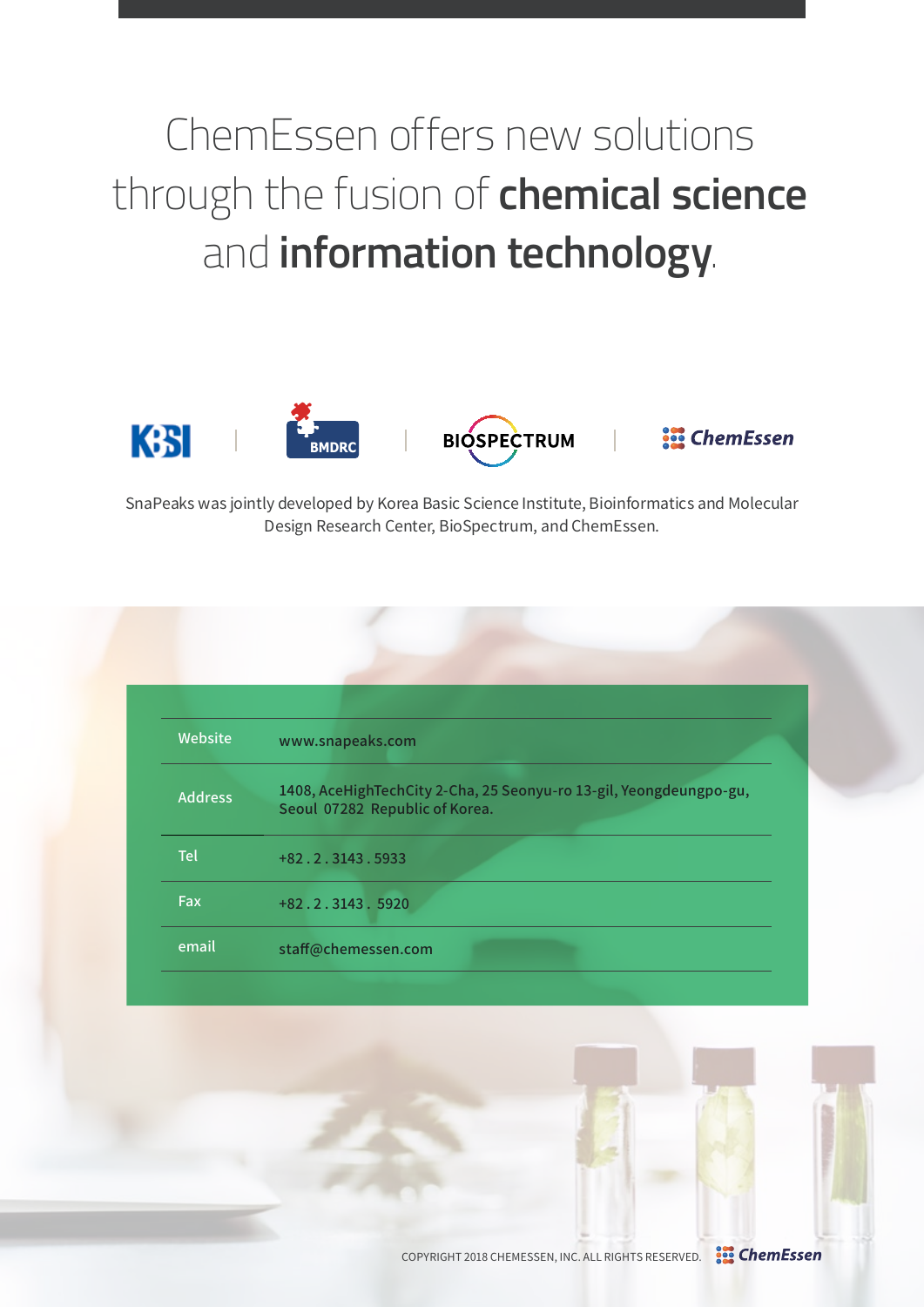# ChemEssen offers new solutions through the fusion of **chemical science** and **information technology**.

KBSI | BMDRC | BIOSPECTRUM | ChemEssen

SnaPeaks was jointly developed by Korea Basic Science Institute, Bioinformatics and Molecular Design Research Center, BioSpectrum, and ChemEssen.

| | |
|---|---|
| Website | www.snapeaks.com |
| Address | 1408, AceHighTechCity 2-Cha, 25 Seonyu-ro 13-gil, Yeongdeungpo-gu, Seoul 07282 Republic of Korea. |
| Tel | +82 . 2 . 3143 . 5933 |
| Fax | +82 . 2 . 3143 . 5920 |
| email | staff@chemessen.com |

COPYRIGHT 2018 CHEMESSEN, INC. ALL RIGHTS RESERVED. ChemEssen